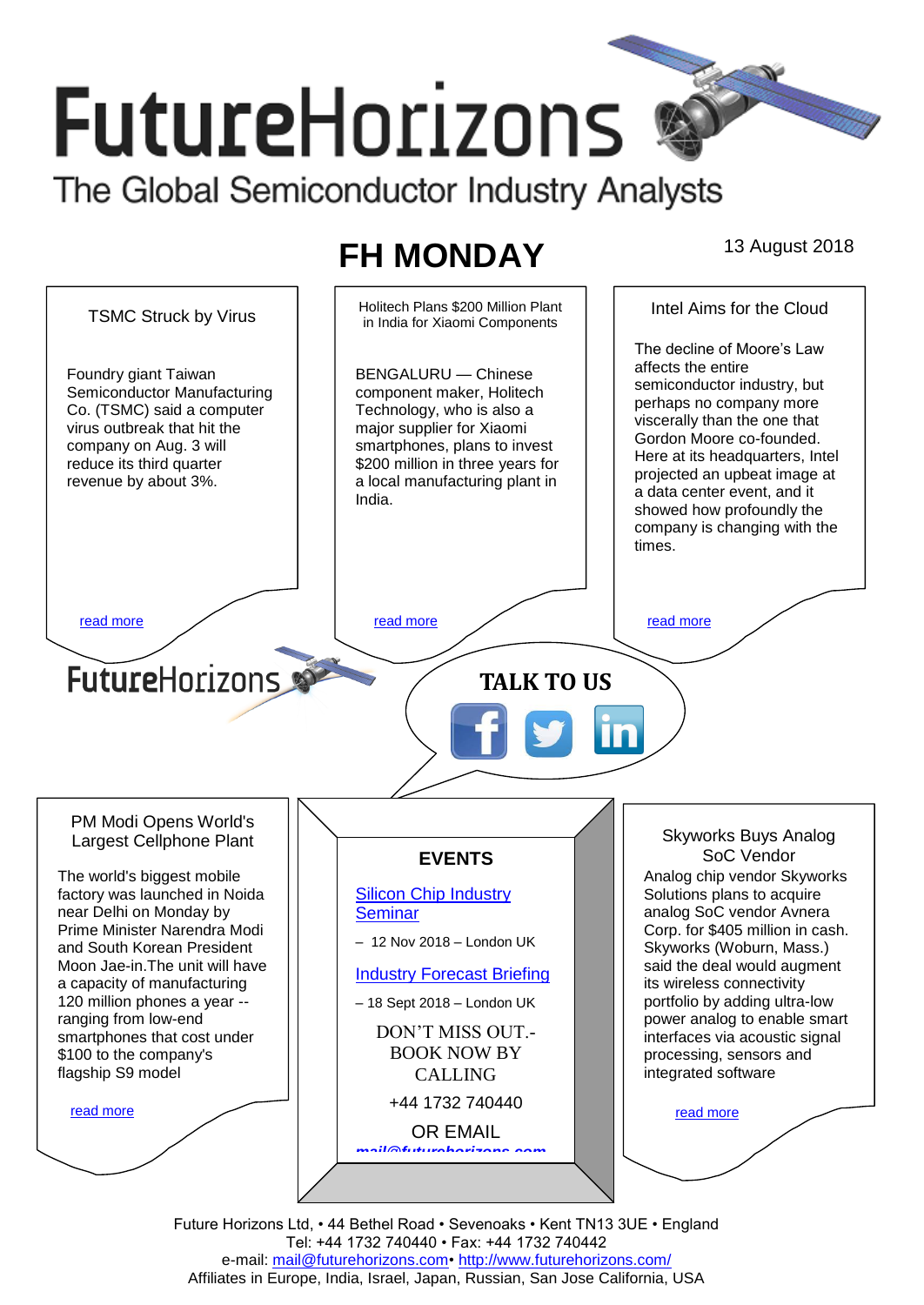# FutureHorizons

The Global Semiconductor Industry Analysts

## FH MONDAY

13 August 2018

### TSMC Struck by Virus

Foundry giant Taiwan Semiconductor Manufacturing Co. (TSMC) said a computer virus outbreak that hit the company on Aug. 3 will reduce its third quarter revenue by about 3%.

read more

### Holitech Plans $200 Million Plant in India for Xiaomi Components

BENGALURU — Chinese component maker, Holitech Technology, who is also a major supplier for Xiaomi smartphones, plans to invest $200 million in three years for a local manufacturing plant in India.

read more

### Intel Aims for the Cloud

The decline of Moore's Law affects the entire semiconductor industry, but perhaps no company more viscerally than the one that Gordon Moore co-founded. Here at its headquarters, Intel projected an upbeat image at a data center event, and it showed how profoundly the company is changing with the times.

read more

FutureHorizons

**TALK TO US**

### PM Modi Opens World's Largest Cellphone Plant

The world's biggest mobile factory was launched in Noida near Delhi on Monday by Prime Minister Narendra Modi and South Korean President Moon Jae-in.The unit will have a capacity of manufacturing 120 million phones a year -- ranging from low-end smartphones that cost under $100 to the company's flagship S9 model

read more

### EVENTS

Silicon Chip Industry Seminar

– 12 Nov 2018 – London UK

Industry Forecast Briefing

– 18 Sept 2018 – London UK

DON'T MISS OUT.- BOOK NOW BY CALLING

+44 1732 740440

OR EMAIL

mail@futurehorizons.com

### Skyworks Buys Analog SoC Vendor

Analog chip vendor Skyworks Solutions plans to acquire analog SoC vendor Avnera Corp. for $405 million in cash. Skyworks (Woburn, Mass.) said the deal would augment its wireless connectivity portfolio by adding ultra-low power analog to enable smart interfaces via acoustic signal processing, sensors and integrated software

read more

Future Horizons Ltd, • 44 Bethel Road • Sevenoaks • Kent TN13 3UE • England
Tel: +44 1732 740440 • Fax: +44 1732 740442
e-mail: mail@futurehorizons.com• http://www.futurehorizons.com/
Affiliates in Europe, India, Israel, Japan, Russian, San Jose California, USA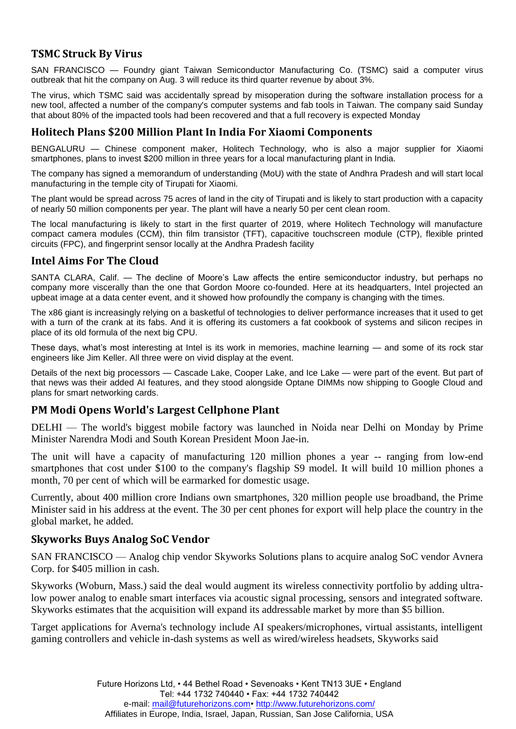## TSMC Struck By Virus

SAN FRANCISCO — Foundry giant Taiwan Semiconductor Manufacturing Co. (TSMC) said a computer virus outbreak that hit the company on Aug. 3 will reduce its third quarter revenue by about 3%.

The virus, which TSMC said was accidentally spread by misoperation during the software installation process for a new tool, affected a number of the company's computer systems and fab tools in Taiwan. The company said Sunday that about 80% of the impacted tools had been recovered and that a full recovery is expected Monday

## Holitech Plans $200 Million Plant In India For Xiaomi Components

BENGALURU — Chinese component maker, Holitech Technology, who is also a major supplier for Xiaomi smartphones, plans to invest $200 million in three years for a local manufacturing plant in India.

The company has signed a memorandum of understanding (MoU) with the state of Andhra Pradesh and will start local manufacturing in the temple city of Tirupati for Xiaomi.

The plant would be spread across 75 acres of land in the city of Tirupati and is likely to start production with a capacity of nearly 50 million components per year. The plant will have a nearly 50 per cent clean room.

The local manufacturing is likely to start in the first quarter of 2019, where Holitech Technology will manufacture compact camera modules (CCM), thin film transistor (TFT), capacitive touchscreen module (CTP), flexible printed circuits (FPC), and fingerprint sensor locally at the Andhra Pradesh facility

## Intel Aims For The Cloud

SANTA CLARA, Calif. — The decline of Moore's Law affects the entire semiconductor industry, but perhaps no company more viscerally than the one that Gordon Moore co-founded. Here at its headquarters, Intel projected an upbeat image at a data center event, and it showed how profoundly the company is changing with the times.

The x86 giant is increasingly relying on a basketful of technologies to deliver performance increases that it used to get with a turn of the crank at its fabs. And it is offering its customers a fat cookbook of systems and silicon recipes in place of its old formula of the next big CPU.

These days, what's most interesting at Intel is its work in memories, machine learning — and some of its rock star engineers like Jim Keller. All three were on vivid display at the event.

Details of the next big processors — Cascade Lake, Cooper Lake, and Ice Lake — were part of the event. But part of that news was their added AI features, and they stood alongside Optane DIMMs now shipping to Google Cloud and plans for smart networking cards.

## PM Modi Opens World's Largest Cellphone Plant

DELHI — The world's biggest mobile factory was launched in Noida near Delhi on Monday by Prime Minister Narendra Modi and South Korean President Moon Jae-in.

The unit will have a capacity of manufacturing 120 million phones a year -- ranging from low-end smartphones that cost under $100 to the company's flagship S9 model. It will build 10 million phones a month, 70 per cent of which will be earmarked for domestic usage.

Currently, about 400 million crore Indians own smartphones, 320 million people use broadband, the Prime Minister said in his address at the event. The 30 per cent phones for export will help place the country in the global market, he added.

## Skyworks Buys Analog SoC Vendor

SAN FRANCISCO — Analog chip vendor Skyworks Solutions plans to acquire analog SoC vendor Avnera Corp. for $405 million in cash.

Skyworks (Woburn, Mass.) said the deal would augment its wireless connectivity portfolio by adding ultra-low power analog to enable smart interfaces via acoustic signal processing, sensors and integrated software. Skyworks estimates that the acquisition will expand its addressable market by more than $5 billion.

Target applications for Averna's technology include AI speakers/microphones, virtual assistants, intelligent gaming controllers and vehicle in-dash systems as well as wired/wireless headsets, Skyworks said